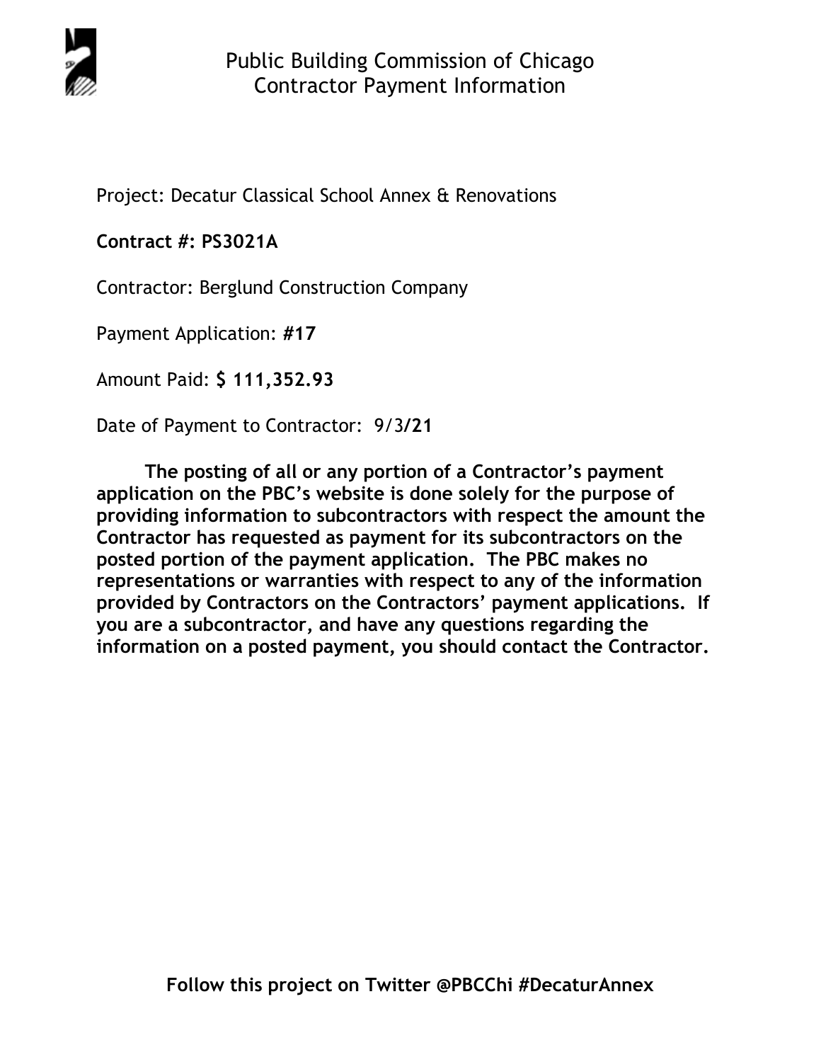# Public Building Commission of Chicago
## Contractor Payment Information

Project: Decatur Classical School Annex & Renovations

**Contract #: PS3021A**

Contractor: Berglund Construction Company

Payment Application: **#17**

Amount Paid: **$ 111,352.93**

Date of Payment to Contractor: 9/3**/21**

**The posting of all or any portion of a Contractor's payment application on the PBC's website is done solely for the purpose of providing information to subcontractors with respect the amount the Contractor has requested as payment for its subcontractors on the posted portion of the payment application. The PBC makes no representations or warranties with respect to any of the information provided by Contractors on the Contractors' payment applications. If you are a subcontractor, and have any questions regarding the information on a posted payment, you should contact the Contractor.**

**Follow this project on Twitter @PBCChi #DecaturAnnex**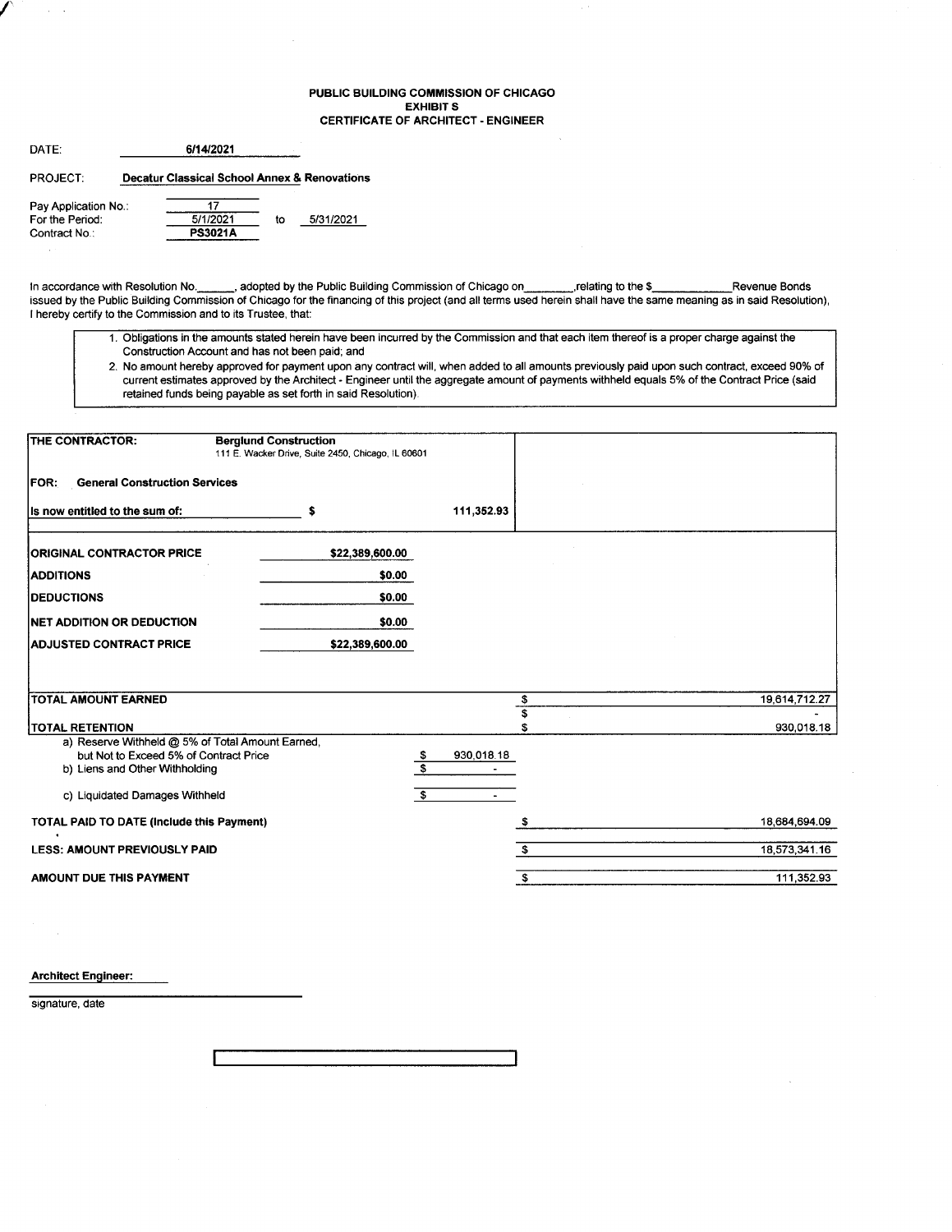**PUBLIC BUILDING COMMISSION OF CHICAGO**
**EXHIBIT S**
**CERTIFICATE OF ARCHITECT - ENGINEER**

DATE: **6/14/2021**

PROJECT: **Decatur Classical School Annex & Renovations**

Pay Application No.: 17
For the Period: 5/1/2021 to 5/31/2021
Contract No.: **PS3021A**

In accordance with Resolution No.\_\_\_\_\_\_, adopted by the Public Building Commission of Chicago on\_\_\_\_\_\_\_\_,relating to the $\_\_\_\_\_\_\_\_\_\_\_\_Revenue Bonds issued by the Public Building Commission of Chicago for the financing of this project (and all terms used herein shall have the same meaning as in said Resolution), I hereby certify to the Commission and to its Trustee, that:

1. Obligations in the amounts stated herein have been incurred by the Commission and that each item thereof is a proper charge against the Construction Account and has not been paid; and
2. No amount hereby approved for payment upon any contract will, when added to all amounts previously paid upon such contract, exceed 90% of current estimates approved by the Architect - Engineer until the aggregate amount of payments withheld equals 5% of the Contract Price (said retained funds being payable as set forth in said Resolution).

**THE CONTRACTOR:** **Berglund Construction**
111 E. Wacker Drive, Suite 2450, Chicago, IL 60601

**FOR: General Construction Services**

**Is now entitled to the sum of:** $ 111,352.93

| | |
|---|---|
| **ORIGINAL CONTRACTOR PRICE** | **$22,389,600.00** |
| **ADDITIONS** | **$0.00** |
| **DEDUCTIONS** | **$0.00** |
| **NET ADDITION OR DEDUCTION** | **$0.00** |
| **ADJUSTED CONTRACT PRICE** | **$22,389,600.00** |

| | | |
|---|---|---|
| **TOTAL AMOUNT EARNED** | | $ 19,614,712.27 |
| | | $ - |
| **TOTAL RETENTION** | | $ 930,018.18 |
| a) Reserve Withheld @ 5% of Total Amount Earned, but Not to Exceed 5% of Contract Price | $ 930,018.18 | |
| b) Liens and Other Withholding | $ - | |
| c) Liquidated Damages Withheld | $ - | |
| **TOTAL PAID TO DATE (Include this Payment)** | | $ 18,684,694.09 |
| **LESS: AMOUNT PREVIOUSLY PAID** | | $ 18,573,341.16 |
| **AMOUNT DUE THIS PAYMENT** | | $ 111,352.93 |

**Architect Engineer:**

signature, date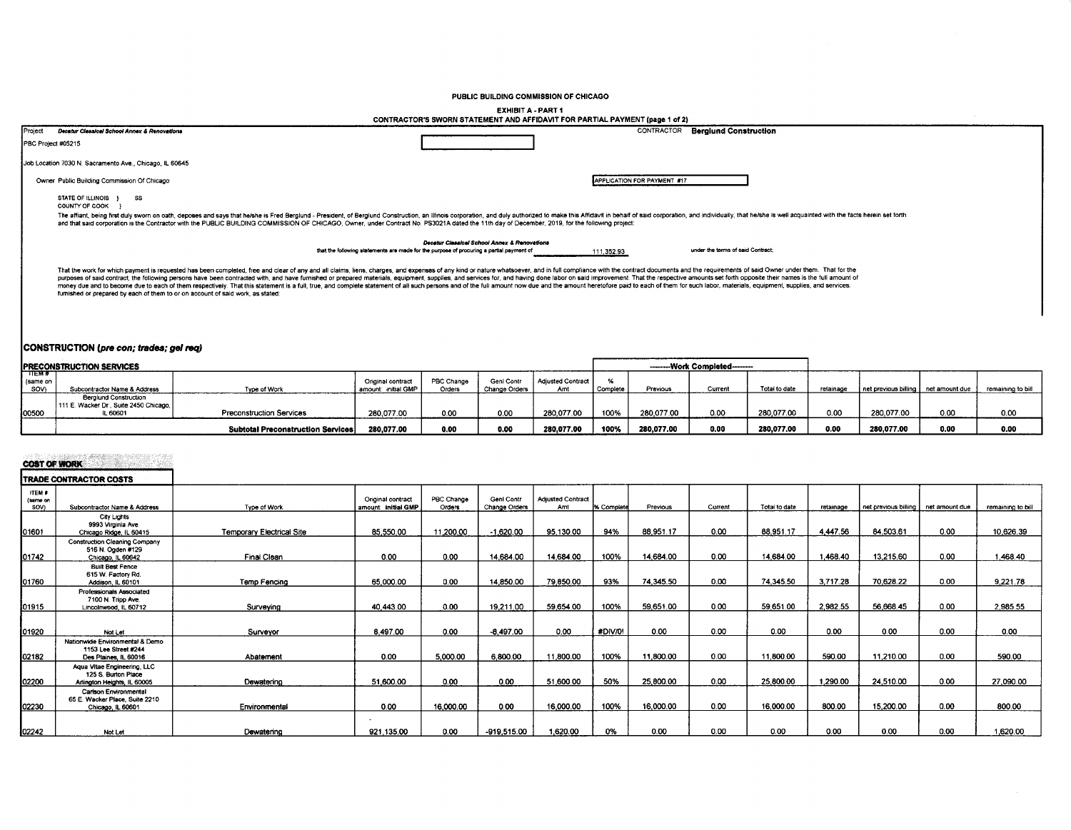PUBLIC BUILDING COMMISSION OF CHICAGO

EXHIBIT A - PART 1

CONTRACTOR'S SWORN STATEMENT AND AFFIDAVIT FOR PARTIAL PAYMENT (page 1 of 2)

Project ***Decatur Classical School Annex & Renovations***

CONTRACTOR **Berglund Construction**

PBC Project #05215

Job Location 7030 N. Sacramento Ave., Chicago, IL 60645

Owner Public Building Commission Of Chicago

APPLICATION FOR PAYMENT #17

STATE OF ILLINOIS } SS
COUNTY OF COOK }

The affiant, being first duly sworn on oath, deposes and says that he/she is Fred Berglund - President, of Berglund Construction, an Illinois corporation, and duly authorized to make this Affidavit in behalf of said corporation, and individually; that he/she is well acquainted with the facts herein set forth and that said corporation is the Contractor with the PUBLIC BUILDING COMMISSION OF CHICAGO, Owner, under Contract No. PS3021A dated the 11th day of December, 2019, for the following project:

***Decatur Classical School Annex & Renovations***

that the following statements are made for the purpose of procuring a partial payment of 111,352.93 under the terms of said Contract;

That the work for which payment is requested has been completed, free and clear of any and all claims, liens, charges, and expenses of any kind or nature whatsoever, and in full compliance with the contract documents and the requirements of said Owner under them. That for the purposes of said contract, the following persons have been contracted with, and have furnished or prepared materials, equipment, supplies, and services for, and having done labor on said improvement. That the respective amounts set forth opposite their names is the full amount of money due and to become due to each of them respectively. That this statement is a full, true, and complete statement of all such persons and of the full amount now due and the amount heretofore paid to each of them for such labor, materials, equipment, supplies, and services, furnished or prepared by each of them to or on account of said work, as stated:

## CONSTRUCTION (*pre con; trades; gel req*)

### PRECONSTRUCTION SERVICES

| | | | | | | | --------Work Completed-------- | | | | | | | |
|---|---|---|---|---|---|---|---|---|---|---|---|---|---|---|
| ITEM # (same on SOV) | Subcontractor Name & Address | Type of Work | Original contract amount: initial GMP | PBC Change Orders | Genl Contr Change Orders | Adjusted Contract Amt | % Complete | Previous | Current | Total to date | retainage | net previous billing | net amount due | remaining to bill |
| 00500 | Berglund Construction 111 E. Wacker Dr., Suite 2450 Chicago, IL 60601 | Preconstruction Services | 280,077.00 | 0.00 | 0.00 | 280,077.00 | 100% | 280,077.00 | 0.00 | 280,077.00 | 0.00 | 280,077.00 | 0.00 | 0.00 |
| | | **Subtotal Preconstruction Services** | **280,077.00** | **0.00** | **0.00** | **280,077.00** | **100%** | **280,077.00** | **0.00** | **280,077.00** | **0.00** | **280,077.00** | **0.00** | **0.00** |

### COST OF WORK

#### TRADE CONTRACTOR COSTS

| ITEM # (same on SOV) | Subcontractor Name & Address | Type of Work | Original contract amount: initial GMP | PBC Change Orders | Genl Contr Change Orders | Adjusted Contract Amt | % Complete | Previous | Current | Total to date | retainage | net previous billing | net amount due | remaining to bill |
|---|---|---|---|---|---|---|---|---|---|---|---|---|---|---|
| 01601 | City Lights 9993 Virginia Ave Chicago Ridge, IL 60415 | Temporary Electrical Site | 85,550.00 | 11,200.00 | -1,620.00 | 95,130.00 | 94% | 88,951.17 | 0.00 | 88,951.17 | 4,447.56 | 84,503.61 | 0.00 | 10,626.39 |
| 01742 | Construction Cleaning Company 516 N. Ogden #129 Chicago, IL 60642 | Final Clean | 0.00 | 0.00 | 14,684.00 | 14,684.00 | 100% | 14,684.00 | 0.00 | 14,684.00 | 1,468.40 | 13,215.60 | 0.00 | 1,468.40 |
| 01760 | Built Best Fence 615 W. Factory Rd. Addison, IL 60101 | Temp Fencing | 65,000.00 | 0.00 | 14,850.00 | 79,850.00 | 93% | 74,345.50 | 0.00 | 74,345.50 | 3,717.28 | 70,628.22 | 0.00 | 9,221.78 |
| 01915 | Professionals Associated 7100 N. Tripp Ave. Lincolnwood, IL 60712 | Surveying | 40,443.00 | 0.00 | 19,211.00 | 59,654.00 | 100% | 59,651.00 | 0.00 | 59,651.00 | 2,982.55 | 56,668.45 | 0.00 | 2,985.55 |
| 01920 | Not Let | Surveyor | 8,497.00 | 0.00 | -8,497.00 | 0.00 | #DIV/0! | 0.00 | 0.00 | 0.00 | 0.00 | 0.00 | 0.00 | 0.00 |
| 02182 | Nationwide Environmental & Demo 1153 Lee Street #244 Des Plaines, IL 60016 | Abatement | 0.00 | 5,000.00 | 6,800.00 | 11,800.00 | 100% | 11,800.00 | 0.00 | 11,800.00 | 590.00 | 11,210.00 | 0.00 | 590.00 |
| 02200 | Aqua Vitae Engineering, LLC 125 S. Burton Place Arlington Heights, IL 60005 | Dewatering | 51,600.00 | 0.00 | 0.00 | 51,600.00 | 50% | 25,800.00 | 0.00 | 25,800.00 | 1,290.00 | 24,510.00 | 0.00 | 27,090.00 |
| 02230 | Carlson Environmental 65 E. Wacker Place, Suite 2210 Chicago, IL 60601 | Environmental | 0.00 | 16,000.00 | 0.00 | 16,000.00 | 100% | 16,000.00 | 0.00 | 16,000.00 | 800.00 | 15,200.00 | 0.00 | 800.00 |
| 02242 | Not Let | Dewatering | 921,135.00 | 0.00 | -919,515.00 | 1,620.00 | 0% | 0.00 | 0.00 | 0.00 | 0.00 | 0.00 | 0.00 | 1,620.00 |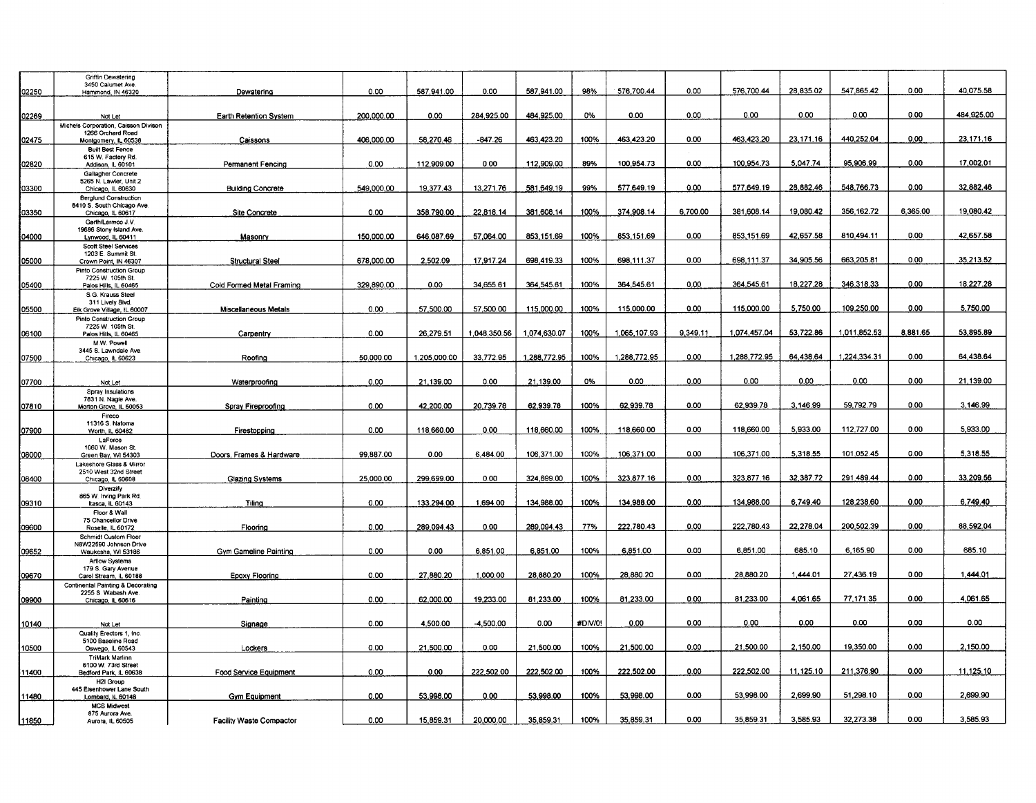| | | | | | | | | | | | | | | |
|---|---|---|---|---|---|---|---|---|---|---|---|---|---|---|
| 02250 | Griffin Dewatering 3450 Calumet Ave. Hammond, IN 46320 | Dewatering | 0.00 | 587,941.00 | 0.00 | 587,941.00 | 98% | 576,700.44 | 0.00 | 576,700.44 | 28,835.02 | 547,865.42 | 0.00 | 40,075.58 |
| 02269 | Not Let | Earth Retention System | 200,000.00 | 0.00 | 284,925.00 | 484,925.00 | 0% | 0.00 | 0.00 | 0.00 | 0.00 | 0.00 | 0.00 | 484,925.00 |
| 02475 | Michels Corporation, Caisson Divison 1266 Orchard Road Montgomery, IL 60538 | Caissons | 406,000.00 | 58,270.46 | -847.26 | 463,423.20 | 100% | 463,423.20 | 0.00 | 463,423.20 | 23,171.16 | 440,252.04 | 0.00 | 23,171.16 |
| 02820 | Built Best Fence 615 W. Factory Rd. Addison, IL 60101 | Permanent Fencing | 0.00 | 112,909.00 | 0.00 | 112,909.00 | 89% | 100,954.73 | 0.00 | 100,954.73 | 5,047.74 | 95,906.99 | 0.00 | 17,002.01 |
| 03300 | Gallagher Concrete 5265 N. Lawler, Unit 2 Chicago, IL 60630 | Building Concrete | 549,000.00 | 19,377.43 | 13,271.76 | 581,649.19 | 99% | 577,649.19 | 0.00 | 577,649.19 | 28,882.46 | 548,766.73 | 0.00 | 32,882.46 |
| 03350 | Berglund Construction 8410 S. South Chicago Ave. Chicago, IL 60617 | Site Concrete | 0.00 | 358,790.00 | 22,818.14 | 381,608.14 | 100% | 374,908.14 | 6,700.00 | 381,608.14 | 19,080.42 | 356,162.72 | 6,365.00 | 19,080.42 |
| 04000 | Garth/Larmco J.V. 19686 Stony Island Ave. Lynwood, IL 60411 | Masonry | 150,000.00 | 646,087.69 | 57,064.00 | 853,151.69 | 100% | 853,151.69 | 0.00 | 853,151.69 | 42,657.58 | 810,494.11 | 0.00 | 42,657.58 |
| 05000 | Scott Steel Services 1203 E. Summit St. Crown Point, IN 46307 | Structural Steel | 678,000.00 | 2,502.09 | 17,917.24 | 698,419.33 | 100% | 698,111.37 | 0.00 | 698,111.37 | 34,905.56 | 663,205.81 | 0.00 | 35,213.52 |
| 05400 | Pinto Construction Group 7225 W. 105th St. Palos Hills, IL 60465 | Cold Formed Metal Framing | 329,890.00 | 0.00 | 34,655.61 | 364,545.61 | 100% | 364,545.61 | 0.00 | 364,545.61 | 18,227.28 | 346,318.33 | 0.00 | 18,227.28 |
| 05500 | S.G. Krauss Steel 311 Lively Blvd. Elk Grove Village, IL 60007 | Miscellaneous Metals | 0.00 | 57,500.00 | 57,500.00 | 115,000.00 | 100% | 115,000.00 | 0.00 | 115,000.00 | 5,750.00 | 109,250.00 | 0.00 | 5,750.00 |
| 06100 | Pinto Construction Group 7225 W. 105th St. Palos Hills, IL 60465 | Carpentry | 0.00 | 26,279.51 | 1,048,350.56 | 1,074,630.07 | 100% | 1,065,107.93 | 9,349.11 | 1,074,457.04 | 53,722.86 | 1,011,852.53 | 8,881.65 | 53,895.89 |
| 07500 | M.W. Powell 3445 S. Lawndale Ave. Chicago, IL 60623 | Roofing | 50,000.00 | 1,205,000.00 | 33,772.95 | 1,288,772.95 | 100% | 1,288,772.95 | 0.00 | 1,288,772.95 | 64,438.64 | 1,224,334.31 | 0.00 | 64,438.64 |
| 07700 | Not Let | Waterproofing | 0.00 | 21,139.00 | 0.00 | 21,139.00 | 0% | 0.00 | 0.00 | 0.00 | 0.00 | 0.00 | 0.00 | 21,139.00 |
| 07810 | Spray Insulations 7831 N. Nagle Ave. Morton Grove, IL 60053 | Spray Fireproofing | 0.00 | 42,200.00 | 20,739.78 | 62,939.78 | 100% | 62,939.78 | 0.00 | 62,939.78 | 3,146.99 | 59,792.79 | 0.00 | 3,146.99 |
| 07900 | Fireco 11316 S. Natoma Worth, IL 60482 | Firestopping | 0.00 | 118,660.00 | 0.00 | 118,660.00 | 100% | 118,660.00 | 0.00 | 118,660.00 | 5,933.00 | 112,727.00 | 0.00 | 5,933.00 |
| 08000 | LaForce 1060 W. Mason St. Green Bay, WI 54303 | Doors, Frames & Hardware | 99,887.00 | 0.00 | 6,484.00 | 106,371.00 | 100% | 106,371.00 | 0.00 | 106,371.00 | 5,318.55 | 101,052.45 | 0.00 | 5,318.55 |
| 08400 | Lakeshore Glass & Mirror 2510 West 32nd Street Chicago, IL 60608 | Glazing Systems | 25,000.00 | 299,699.00 | 0.00 | 324,699.00 | 100% | 323,877.16 | 0.00 | 323,877.16 | 32,387.72 | 291,489.44 | 0.00 | 33,209.56 |
| 09310 | Diverzify 865 W. Irving Park Rd. Itasca, IL 60143 | Tiling | 0.00 | 133,294.00 | 1,694.00 | 134,988.00 | 100% | 134,988.00 | 0.00 | 134,988.00 | 6,749.40 | 128,238.60 | 0.00 | 6,749.40 |
| 09600 | Floor & Wall 75 Chancellor Drive Roselle, IL 60172 | Flooring | 0.00 | 289,094.43 | 0.00 | 289,094.43 | 77% | 222,780.43 | 0.00 | 222,780.43 | 22,278.04 | 200,502.39 | 0.00 | 88,592.04 |
| 09652 | Schmidt Custom Floor N8W22590 Johnson Drive Waukesha, WI 53186 | Gym Gameline Painting | 0.00 | 0.00 | 6,851.00 | 6,851.00 | 100% | 6,851.00 | 0.00 | 6,851.00 | 685.10 | 6,165.90 | 0.00 | 685.10 |
| 09670 | Artlow Systems 179 S. Gary Avenue Carol Stream, IL 60188 | Epoxy Flooring | 0.00 | 27,880.20 | 1,000.00 | 28,880.20 | 100% | 28,880.20 | 0.00 | 28,880.20 | 1,444.01 | 27,436.19 | 0.00 | 1,444.01 |
| 09900 | Continental Painting & Decorating 2255 S. Wabash Ave. Chicago, IL 60616 | Painting | 0.00 | 62,000.00 | 19,233.00 | 81,233.00 | 100% | 81,233.00 | 0.00 | 81,233.00 | 4,061.65 | 77,171.35 | 0.00 | 4,061.65 |
| 10140 | Not Let | Signage | 0.00 | 4,500.00 | -4,500.00 | 0.00 | #DIV/0! | 0.00 | 0.00 | 0.00 | 0.00 | 0.00 | 0.00 | 0.00 |
| 10500 | Quality Erectors 1, Inc 5100 Baseline Road Oswego, IL 60543 | Lockers | 0.00 | 21,500.00 | 0.00 | 21,500.00 | 100% | 21,500.00 | 0.00 | 21,500.00 | 2,150.00 | 19,350.00 | 0.00 | 2,150.00 |
| 11400 | TriMark Marlinn 6100 W. 73rd Street Bedford Park, IL 60638 | Food Service Equipment | 0.00 | 0.00 | 222,502.00 | 222,502.00 | 100% | 222,502.00 | 0.00 | 222,502.00 | 11,125.10 | 211,376.90 | 0.00 | 11,125.10 |
| 11480 | H2I Group 445 Eisenhower Lane South Lombard, IL 60148 | Gym Equipment | 0.00 | 53,998.00 | 0.00 | 53,998.00 | 100% | 53,998.00 | 0.00 | 53,998.00 | 2,699.90 | 51,298.10 | 0.00 | 2,699.90 |
| 11850 | MCS Midwest 875 Aurora Ave. Aurora, IL 60505 | Facility Waste Compactor | 0.00 | 15,859.31 | 20,000.00 | 35,859.31 | 100% | 35,859.31 | 0.00 | 35,859.31 | 3,585.93 | 32,273.38 | 0.00 | 3,585.93 |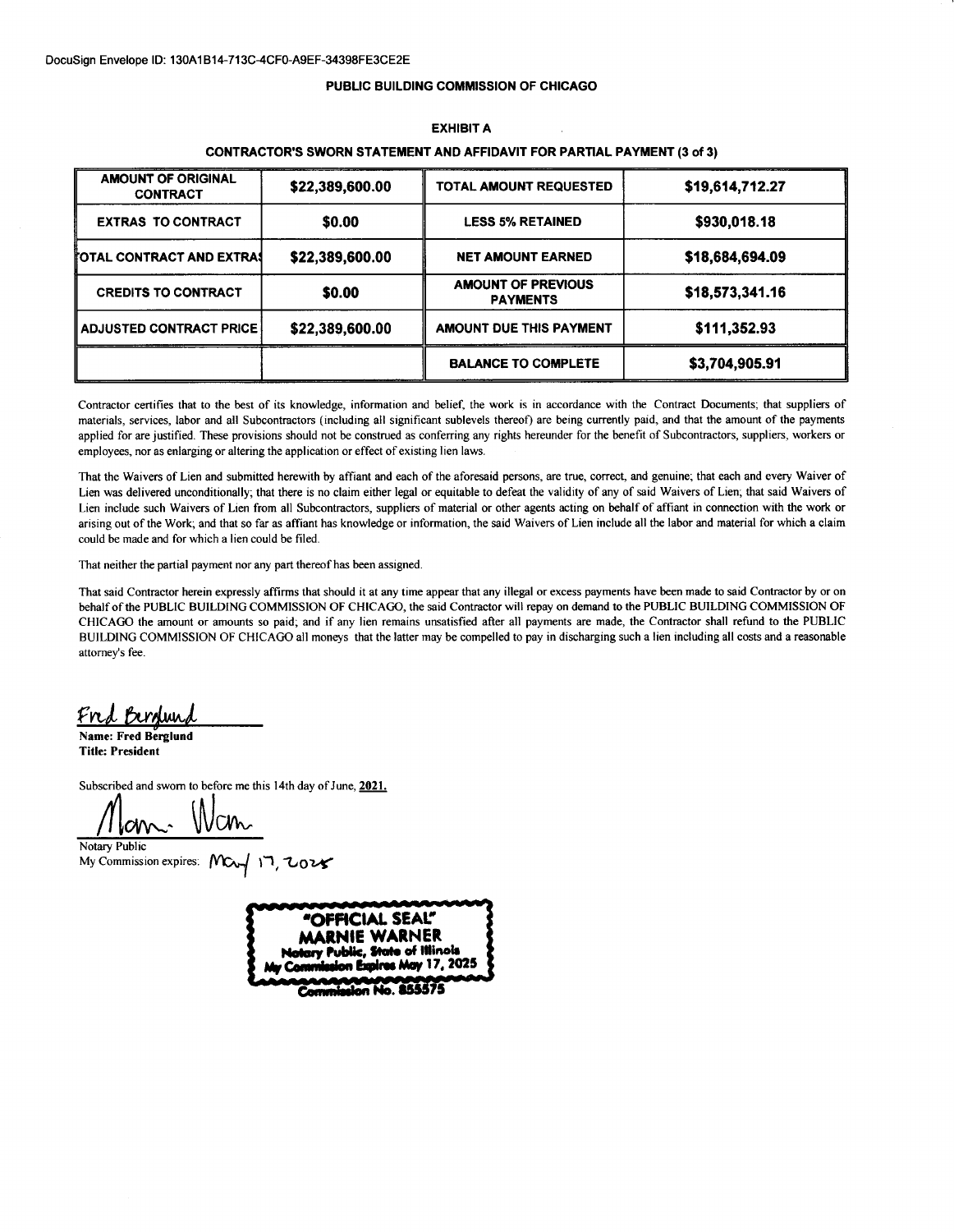DocuSign Envelope ID: 130A1B14-713C-4CF0-A9EF-34398FE3CE2E

**PUBLIC BUILDING COMMISSION OF CHICAGO**

**EXHIBIT A**

**CONTRACTOR'S SWORN STATEMENT AND AFFIDAVIT FOR PARTIAL PAYMENT (3 of 3)**

| | | | |
|---|---|---|---|
| **AMOUNT OF ORIGINAL CONTRACT** | **$22,389,600.00** | **TOTAL AMOUNT REQUESTED** | **$19,614,712.27** |
| **EXTRAS TO CONTRACT** | **$0.00** | **LESS 5% RETAINED** | **$930,018.18** |
| **TOTAL CONTRACT AND EXTRAS** | **$22,389,600.00** | **NET AMOUNT EARNED** | **$18,684,694.09** |
| **CREDITS TO CONTRACT** | **$0.00** | **AMOUNT OF PREVIOUS PAYMENTS** | **$18,573,341.16** |
| **ADJUSTED CONTRACT PRICE** | **$22,389,600.00** | **AMOUNT DUE THIS PAYMENT** | **$111,352.93** |
| | | **BALANCE TO COMPLETE** | **$3,704,905.91** |

Contractor certifies that to the best of its knowledge, information and belief, the work is in accordance with the Contract Documents; that suppliers of materials, services, labor and all Subcontractors (including all significant sublevels thereof) are being currently paid, and that the amount of the payments applied for are justified. These provisions should not be construed as conferring any rights hereunder for the benefit of Subcontractors, suppliers, workers or employees, nor as enlarging or altering the application or effect of existing lien laws.

That the Waivers of Lien and submitted herewith by affiant and each of the aforesaid persons, are true, correct, and genuine; that each and every Waiver of Lien was delivered unconditionally; that there is no claim either legal or equitable to defeat the validity of any of said Waivers of Lien; that said Waivers of Lien include such Waivers of Lien from all Subcontractors, suppliers of material or other agents acting on behalf of affiant in connection with the work or arising out of the Work; and that so far as affiant has knowledge or information, the said Waivers of Lien include all the labor and material for which a claim could be made and for which a lien could be filed.

That neither the partial payment nor any part thereof has been assigned.

That said Contractor herein expressly affirms that should it at any time appear that any illegal or excess payments have been made to said Contractor by or on behalf of the PUBLIC BUILDING COMMISSION OF CHICAGO, the said Contractor will repay on demand to the PUBLIC BUILDING COMMISSION OF CHICAGO the amount or amounts so paid; and if any lien remains unsatisfied after all payments are made, the Contractor shall refund to the PUBLIC BUILDING COMMISSION OF CHICAGO all moneys that the latter may be compelled to pay in discharging such a lien including all costs and a reasonable attorney's fee.

Fred Berglund

**Name: Fred Berglund**
**Title: President**

Subscribed and sworn to before me this 14th day of June, **2021.**

Marn. Warn

Notary Public
My Commission expires: May 17, 2025

"OFFICIAL SEAL"
MARNIE WARNER
Notary Public, State of Illinois
My Commission Expires May 17, 2025
Commission No. 855575